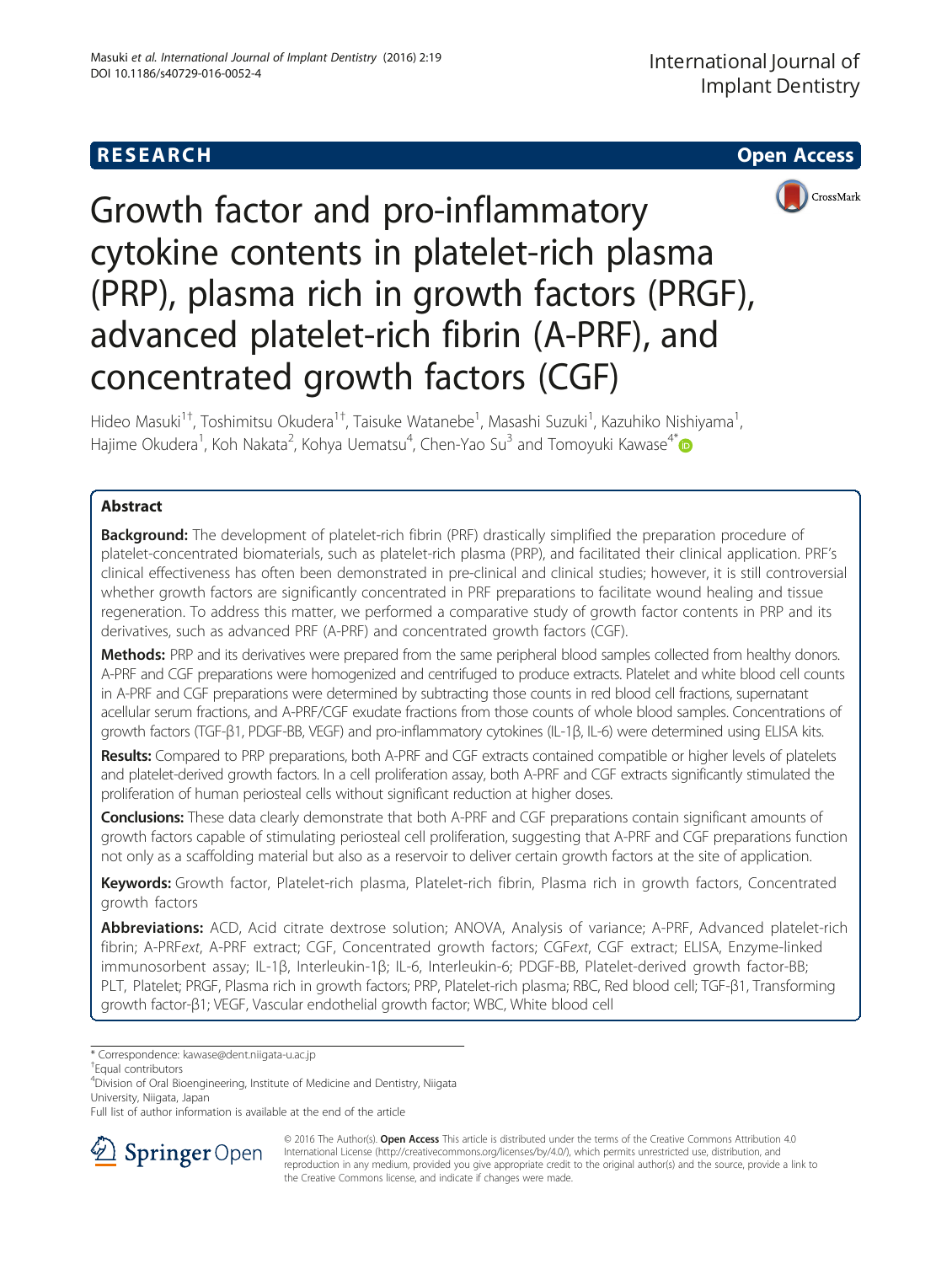RESEARCH Open Access

# Growth factor and pro-inflammatory cytokine contents in platelet-rich plasma (PRP), plasma rich in growth factors (PRGF), advanced platelet-rich fibrin (A-PRF), and concentrated growth factors (CGF)

Hideo Masuki[1†], Toshimitsu Okudera[1†], Taisuke Watanebe[1], Masashi Suzuki[1], Kazuhiko Nishiyama[1], Hajime Okudera[1], Koh Nakata[2], Kohya Uematsu[4], Chen-Yao Su[3] and Tomoyuki Kawase[4*]

## Abstract

**Background:** The development of platelet-rich fibrin (PRF) drastically simplified the preparation procedure of platelet-concentrated biomaterials, such as platelet-rich plasma (PRP), and facilitated their clinical application. PRF's clinical effectiveness has often been demonstrated in pre-clinical and clinical studies; however, it is still controversial whether growth factors are significantly concentrated in PRF preparations to facilitate wound healing and tissue regeneration. To address this matter, we performed a comparative study of growth factor contents in PRP and its derivatives, such as advanced PRF (A-PRF) and concentrated growth factors (CGF).

**Methods:** PRP and its derivatives were prepared from the same peripheral blood samples collected from healthy donors. A-PRF and CGF preparations were homogenized and centrifuged to produce extracts. Platelet and white blood cell counts in A-PRF and CGF preparations were determined by subtracting those counts in red blood cell fractions, supernatant acellular serum fractions, and A-PRF/CGF exudate fractions from those counts of whole blood samples. Concentrations of growth factors (TGF-β1, PDGF-BB, VEGF) and pro-inflammatory cytokines (IL-1β, IL-6) were determined using ELISA kits.

**Results:** Compared to PRP preparations, both A-PRF and CGF extracts contained compatible or higher levels of platelets and platelet-derived growth factors. In a cell proliferation assay, both A-PRF and CGF extracts significantly stimulated the proliferation of human periosteal cells without significant reduction at higher doses.

**Conclusions:** These data clearly demonstrate that both A-PRF and CGF preparations contain significant amounts of growth factors capable of stimulating periosteal cell proliferation, suggesting that A-PRF and CGF preparations function not only as a scaffolding material but also as a reservoir to deliver certain growth factors at the site of application.

**Keywords:** Growth factor, Platelet-rich plasma, Platelet-rich fibrin, Plasma rich in growth factors, Concentrated growth factors

**Abbreviations:** ACD, Acid citrate dextrose solution; ANOVA, Analysis of variance; A-PRF, Advanced platelet-rich fibrin; A-PRF*ext*, A-PRF extract; CGF, Concentrated growth factors; CGF*ext*, CGF extract; ELISA, Enzyme-linked immunosorbent assay; IL-1β, Interleukin-1β; IL-6, Interleukin-6; PDGF-BB, Platelet-derived growth factor-BB; PLT, Platelet; PRGF, Plasma rich in growth factors; PRP, Platelet-rich plasma; RBC, Red blood cell; TGF-β1, Transforming growth factor-β1; VEGF, Vascular endothelial growth factor; WBC, White blood cell

\* Correspondence: kawase@dent.niigata-u.ac.jp
†Equal contributors
[4]Division of Oral Bioengineering, Institute of Medicine and Dentistry, Niigata University, Niigata, Japan
Full list of author information is available at the end of the article

© 2016 The Author(s). **Open Access** This article is distributed under the terms of the Creative Commons Attribution 4.0 International License (http://creativecommons.org/licenses/by/4.0/), which permits unrestricted use, distribution, and reproduction in any medium, provided you give appropriate credit to the original author(s) and the source, provide a link to the Creative Commons license, and indicate if changes were made.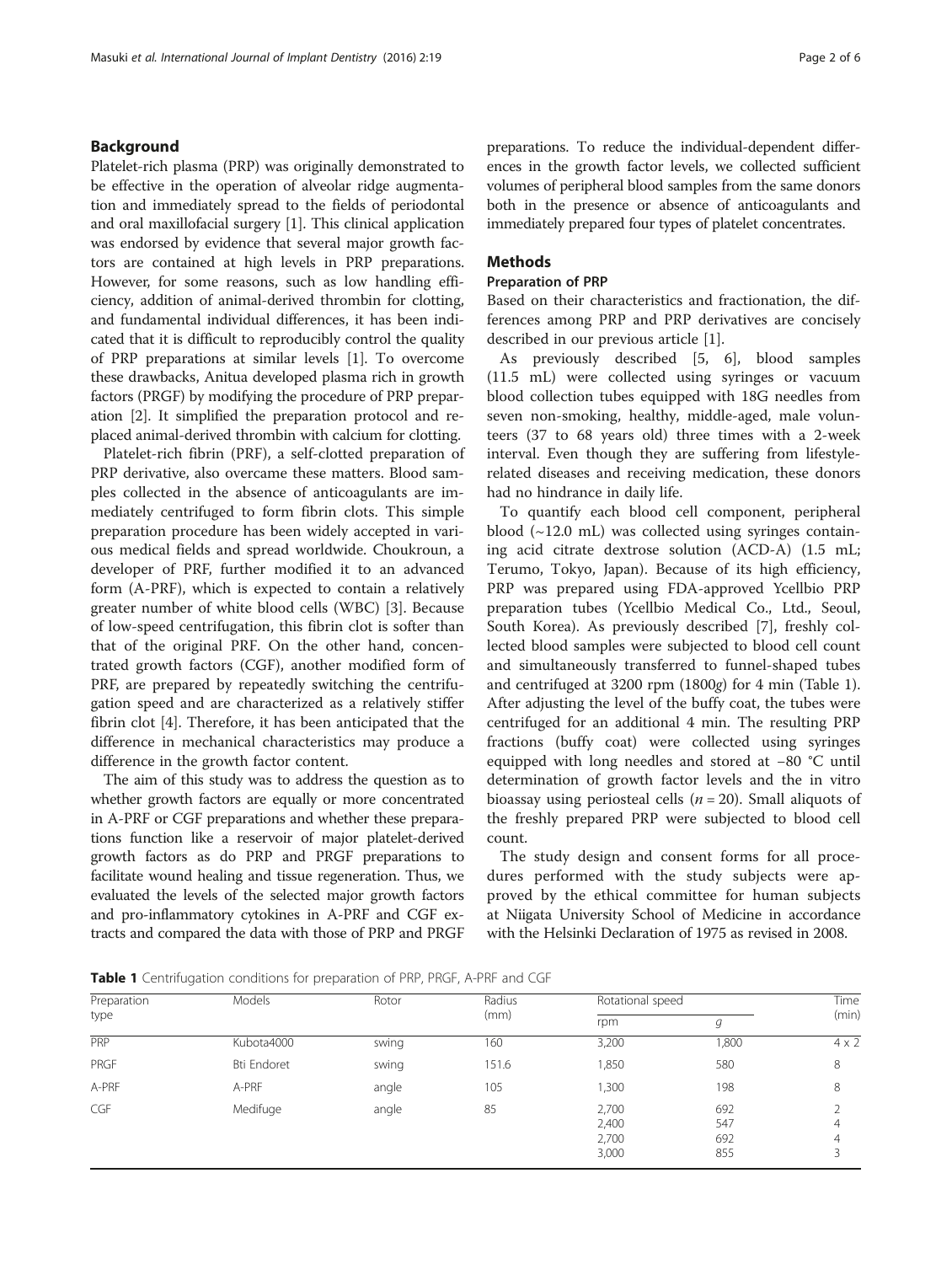## Background

Platelet-rich plasma (PRP) was originally demonstrated to be effective in the operation of alveolar ridge augmentation and immediately spread to the fields of periodontal and oral maxillofacial surgery [1]. This clinical application was endorsed by evidence that several major growth factors are contained at high levels in PRP preparations. However, for some reasons, such as low handling efficiency, addition of animal-derived thrombin for clotting, and fundamental individual differences, it has been indicated that it is difficult to reproducibly control the quality of PRP preparations at similar levels [1]. To overcome these drawbacks, Anitua developed plasma rich in growth factors (PRGF) by modifying the procedure of PRP preparation [2]. It simplified the preparation protocol and replaced animal-derived thrombin with calcium for clotting.

Platelet-rich fibrin (PRF), a self-clotted preparation of PRP derivative, also overcame these matters. Blood samples collected in the absence of anticoagulants are immediately centrifuged to form fibrin clots. This simple preparation procedure has been widely accepted in various medical fields and spread worldwide. Choukroun, a developer of PRF, further modified it to an advanced form (A-PRF), which is expected to contain a relatively greater number of white blood cells (WBC) [3]. Because of low-speed centrifugation, this fibrin clot is softer than that of the original PRF. On the other hand, concentrated growth factors (CGF), another modified form of PRF, are prepared by repeatedly switching the centrifugation speed and are characterized as a relatively stiffer fibrin clot [4]. Therefore, it has been anticipated that the difference in mechanical characteristics may produce a difference in the growth factor content.

The aim of this study was to address the question as to whether growth factors are equally or more concentrated in A-PRF or CGF preparations and whether these preparations function like a reservoir of major platelet-derived growth factors as do PRP and PRGF preparations to facilitate wound healing and tissue regeneration. Thus, we evaluated the levels of the selected major growth factors and pro-inflammatory cytokines in A-PRF and CGF extracts and compared the data with those of PRP and PRGF preparations. To reduce the individual-dependent differences in the growth factor levels, we collected sufficient volumes of peripheral blood samples from the same donors both in the presence or absence of anticoagulants and immediately prepared four types of platelet concentrates.

## Methods

### Preparation of PRP

Based on their characteristics and fractionation, the differences among PRP and PRP derivatives are concisely described in our previous article [1].

As previously described [5, 6], blood samples (11.5 mL) were collected using syringes or vacuum blood collection tubes equipped with 18G needles from seven non-smoking, healthy, middle-aged, male volunteers (37 to 68 years old) three times with a 2-week interval. Even though they are suffering from lifestyle-related diseases and receiving medication, these donors had no hindrance in daily life.

To quantify each blood cell component, peripheral blood (~12.0 mL) was collected using syringes containing acid citrate dextrose solution (ACD-A) (1.5 mL; Terumo, Tokyo, Japan). Because of its high efficiency, PRP was prepared using FDA-approved Ycellbio PRP preparation tubes (Ycellbio Medical Co., Ltd., Seoul, South Korea). As previously described [7], freshly collected blood samples were subjected to blood cell count and simultaneously transferred to funnel-shaped tubes and centrifuged at 3200 rpm (1800*g*) for 4 min (Table 1). After adjusting the level of the buffy coat, the tubes were centrifuged for an additional 4 min. The resulting PRP fractions (buffy coat) were collected using syringes equipped with long needles and stored at −80 °C until determination of growth factor levels and the in vitro bioassay using periosteal cells ($n = 20$). Small aliquots of the freshly prepared PRP were subjected to blood cell count.

The study design and consent forms for all procedures performed with the study subjects were approved by the ethical committee for human subjects at Niigata University School of Medicine in accordance with the Helsinki Declaration of 1975 as revised in 2008.

**Table 1** Centrifugation conditions for preparation of PRP, PRGF, A-PRF and CGF

| Preparation type | Models | Rotor | Radius (mm) | Rotational speed | | Time (min) |
|---|---|---|---|---|---|---|
| | | | | rpm | *g* | |
| PRP | Kubota4000 | swing | 160 | 3,200 | 1,800 | 4 x 2 |
| PRGF | Bti Endoret | swing | 151.6 | 1,850 | 580 | 8 |
| A-PRF | A-PRF | angle | 105 | 1,300 | 198 | 8 |
| CGF | Medifuge | angle | 85 | 2,700<br>2,400<br>2,700<br>3,000 | 692<br>547<br>692<br>855 | 2<br>4<br>4<br>3 |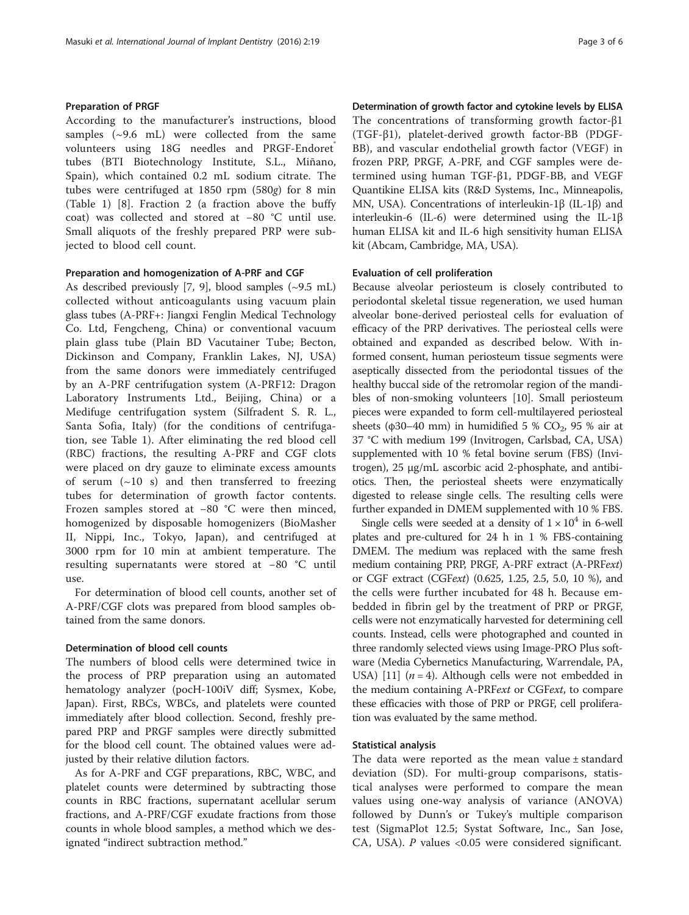### Preparation of PRGF

According to the manufacturer's instructions, blood samples (~9.6 mL) were collected from the same volunteers using 18G needles and PRGF-Endoret® tubes (BTI Biotechnology Institute, S.L., Miñano, Spain), which contained 0.2 mL sodium citrate. The tubes were centrifuged at 1850 rpm (580*g*) for 8 min (Table 1) [8]. Fraction 2 (a fraction above the buffy coat) was collected and stored at −80 °C until use. Small aliquots of the freshly prepared PRP were subjected to blood cell count.

### Preparation and homogenization of A-PRF and CGF

As described previously [7, 9], blood samples (~9.5 mL) collected without anticoagulants using vacuum plain glass tubes (A-PRF+: Jiangxi Fenglin Medical Technology Co. Ltd, Fengcheng, China) or conventional vacuum plain glass tube (Plain BD Vacutainer Tube; Becton, Dickinson and Company, Franklin Lakes, NJ, USA) from the same donors were immediately centrifuged by an A-PRF centrifugation system (A-PRF12: Dragon Laboratory Instruments Ltd., Beijing, China) or a Medifuge centrifugation system (Silfradent S. R. L., Santa Sofia, Italy) (for the conditions of centrifugation, see Table 1). After eliminating the red blood cell (RBC) fractions, the resulting A-PRF and CGF clots were placed on dry gauze to eliminate excess amounts of serum (~10 s) and then transferred to freezing tubes for determination of growth factor contents. Frozen samples stored at −80 °C were then minced, homogenized by disposable homogenizers (BioMasher II, Nippi, Inc., Tokyo, Japan), and centrifuged at 3000 rpm for 10 min at ambient temperature. The resulting supernatants were stored at −80 °C until use.

For determination of blood cell counts, another set of A-PRF/CGF clots was prepared from blood samples obtained from the same donors.

### Determination of blood cell counts

The numbers of blood cells were determined twice in the process of PRP preparation using an automated hematology analyzer (pocH-100iV diff; Sysmex, Kobe, Japan). First, RBCs, WBCs, and platelets were counted immediately after blood collection. Second, freshly prepared PRP and PRGF samples were directly submitted for the blood cell count. The obtained values were adjusted by their relative dilution factors.

As for A-PRF and CGF preparations, RBC, WBC, and platelet counts were determined by subtracting those counts in RBC fractions, supernatant acellular serum fractions, and A-PRF/CGF exudate fractions from those counts in whole blood samples, a method which we designated "indirect subtraction method."

### Determination of growth factor and cytokine levels by ELISA

The concentrations of transforming growth factor-β1 (TGF-β1), platelet-derived growth factor-BB (PDGF-BB), and vascular endothelial growth factor (VEGF) in frozen PRP, PRGF, A-PRF, and CGF samples were determined using human TGF-β1, PDGF-BB, and VEGF Quantikine ELISA kits (R&D Systems, Inc., Minneapolis, MN, USA). Concentrations of interleukin-1β (IL-1β) and interleukin-6 (IL-6) were determined using the IL-1β human ELISA kit and IL-6 high sensitivity human ELISA kit (Abcam, Cambridge, MA, USA).

### Evaluation of cell proliferation

Because alveolar periosteum is closely contributed to periodontal skeletal tissue regeneration, we used human alveolar bone-derived periosteal cells for evaluation of efficacy of the PRP derivatives. The periosteal cells were obtained and expanded as described below. With informed consent, human periosteum tissue segments were aseptically dissected from the periodontal tissues of the healthy buccal side of the retromolar region of the mandibles of non-smoking volunteers [10]. Small periosteum pieces were expanded to form cell-multilayered periosteal sheets (φ30–40 mm) in humidified 5 % $CO_2$, 95 % air at 37 °C with medium 199 (Invitrogen, Carlsbad, CA, USA) supplemented with 10 % fetal bovine serum (FBS) (Invitrogen), 25 μg/mL ascorbic acid 2-phosphate, and antibiotics. Then, the periosteal sheets were enzymatically digested to release single cells. The resulting cells were further expanded in DMEM supplemented with 10 % FBS.

Single cells were seeded at a density of $1 \times 10^4$ in 6-well plates and pre-cultured for 24 h in 1 % FBS-containing DMEM. The medium was replaced with the same fresh medium containing PRP, PRGF, A-PRF extract (A-PRF*ext*) or CGF extract (CGF*ext*) (0.625, 1.25, 2.5, 5.0, 10 %), and the cells were further incubated for 48 h. Because embedded in fibrin gel by the treatment of PRP or PRGF, cells were not enzymatically harvested for determining cell counts. Instead, cells were photographed and counted in three randomly selected views using Image-PRO Plus software (Media Cybernetics Manufacturing, Warrendale, PA, USA) [11] ($n = 4$). Although cells were not embedded in the medium containing A-PRF*ext* or CGF*ext*, to compare these efficacies with those of PRP or PRGF, cell proliferation was evaluated by the same method.

### Statistical analysis

The data were reported as the mean value ± standard deviation (SD). For multi-group comparisons, statistical analyses were performed to compare the mean values using one-way analysis of variance (ANOVA) followed by Dunn's or Tukey's multiple comparison test (SigmaPlot 12.5; Systat Software, Inc., San Jose, CA, USA). $P$ values <0.05 were considered significant.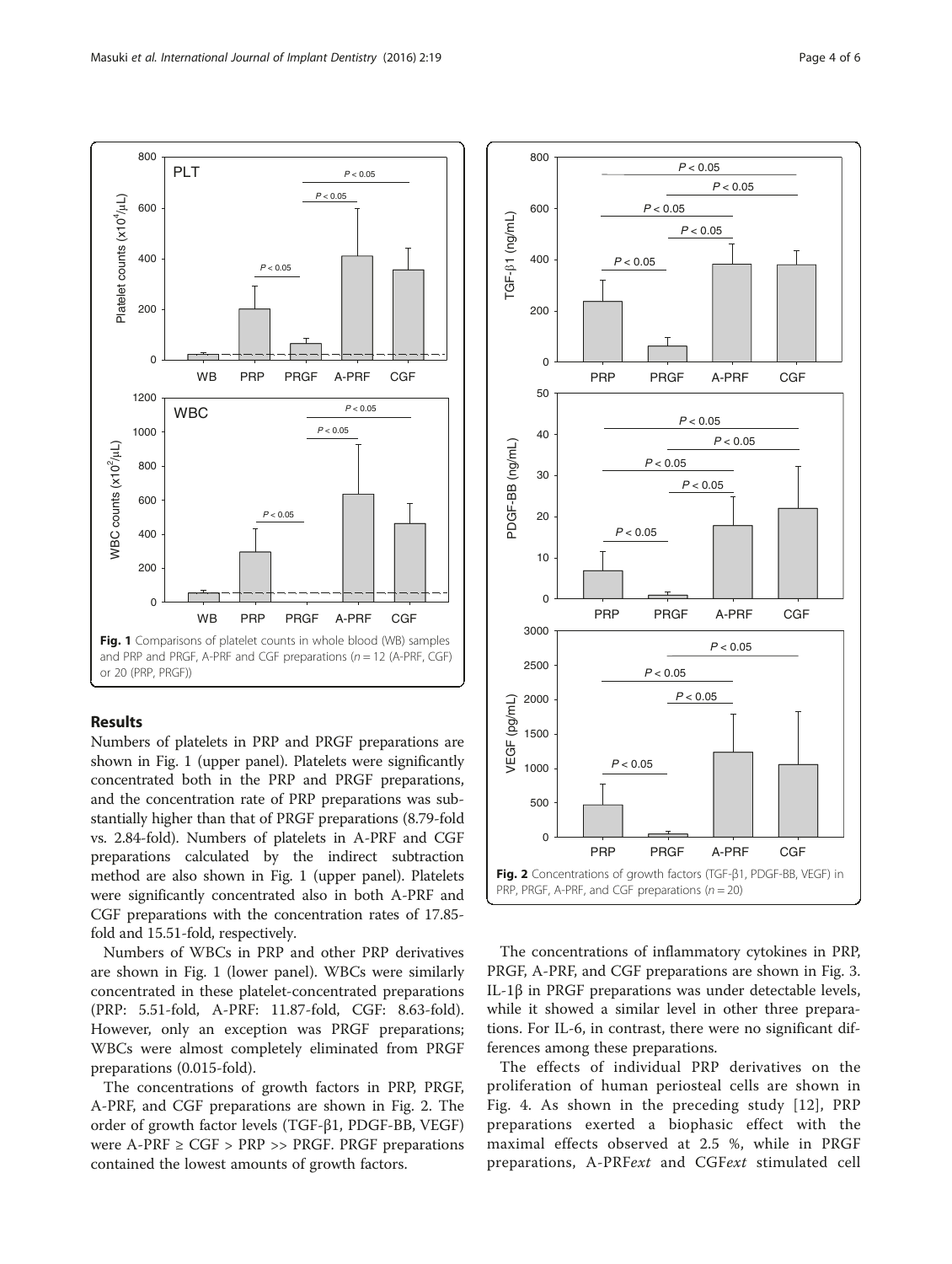Fig. 1 Comparisons of platelet counts in whole blood (WB) samples and PRP and PRGF, A-PRF and CGF preparations ($n = 12$ (A-PRF, CGF) or 20 (PRP, PRGF))

## Results

Numbers of platelets in PRP and PRGF preparations are shown in Fig. 1 (upper panel). Platelets were significantly concentrated both in the PRP and PRGF preparations, and the concentration rate of PRP preparations was substantially higher than that of PRGF preparations (8.79-fold vs. 2.84-fold). Numbers of platelets in A-PRF and CGF preparations calculated by the indirect subtraction method are also shown in Fig. 1 (upper panel). Platelets were significantly concentrated also in both A-PRF and CGF preparations with the concentration rates of 17.85-fold and 15.51-fold, respectively.

Numbers of WBCs in PRP and other PRP derivatives are shown in Fig. 1 (lower panel). WBCs were similarly concentrated in these platelet-concentrated preparations (PRP: 5.51-fold, A-PRF: 11.87-fold, CGF: 8.63-fold). However, only an exception was PRGF preparations; WBCs were almost completely eliminated from PRGF preparations (0.015-fold).

The concentrations of growth factors in PRP, PRGF, A-PRF, and CGF preparations are shown in Fig. 2. The order of growth factor levels (TGF-β1, PDGF-BB, VEGF) were A-PRF ≥ CGF > PRP >> PRGF. PRGF preparations contained the lowest amounts of growth factors.

Fig. 2 Concentrations of growth factors (TGF-β1, PDGF-BB, VEGF) in PRP, PRGF, A-PRF, and CGF preparations ($n = 20$)

The concentrations of inflammatory cytokines in PRP, PRGF, A-PRF, and CGF preparations are shown in Fig. 3. IL-1β in PRGF preparations was under detectable levels, while it showed a similar level in other three preparations. For IL-6, in contrast, there were no significant differences among these preparations.

The effects of individual PRP derivatives on the proliferation of human periosteal cells are shown in Fig. 4. As shown in the preceding study [12], PRP preparations exerted a biophasic effect with the maximal effects observed at 2.5 %, while in PRGF preparations, A-PRF*ext* and CGF*ext* stimulated cell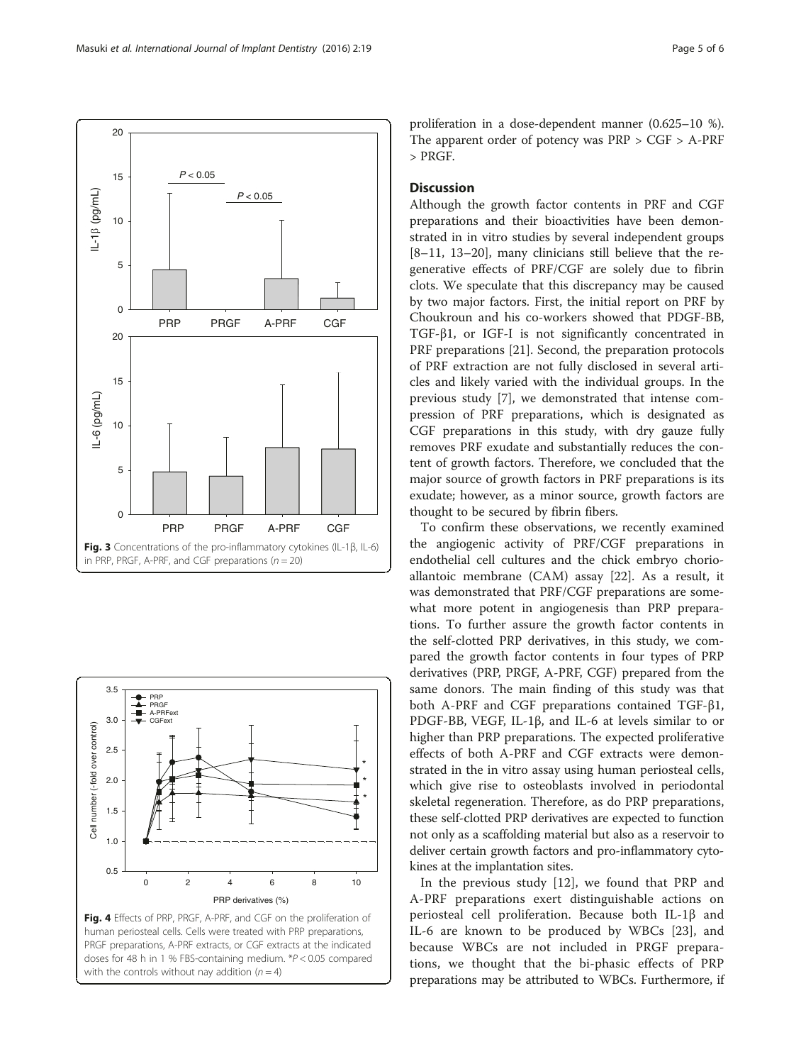Fig. 3 Concentrations of the pro-inflammatory cytokines (IL-1β, IL-6) in PRP, PRGF, A-PRF, and CGF preparations ($n = 20$)

Fig. 4 Effects of PRP, PRGF, A-PRF, and CGF on the proliferation of human periosteal cells. Cells were treated with PRP preparations, PRGF preparations, A-PRF extracts, or CGF extracts at the indicated doses for 48 h in 1 % FBS-containing medium. *$P < 0.05$ compared with the controls without nay addition ($n = 4$)

proliferation in a dose-dependent manner (0.625–10 %). The apparent order of potency was PRP > CGF > A-PRF > PRGF.

## Discussion

Although the growth factor contents in PRF and CGF preparations and their bioactivities have been demonstrated in in vitro studies by several independent groups [8–11, 13–20], many clinicians still believe that the regenerative effects of PRF/CGF are solely due to fibrin clots. We speculate that this discrepancy may be caused by two major factors. First, the initial report on PRF by Choukroun and his co-workers showed that PDGF-BB, TGF-β1, or IGF-I is not significantly concentrated in PRF preparations [21]. Second, the preparation protocols of PRF extraction are not fully disclosed in several articles and likely varied with the individual groups. In the previous study [7], we demonstrated that intense compression of PRF preparations, which is designated as CGF preparations in this study, with dry gauze fully removes PRF exudate and substantially reduces the content of growth factors. Therefore, we concluded that the major source of growth factors in PRF preparations is its exudate; however, as a minor source, growth factors are thought to be secured by fibrin fibers.

To confirm these observations, we recently examined the angiogenic activity of PRF/CGF preparations in endothelial cell cultures and the chick embryo chorioallantoic membrane (CAM) assay [22]. As a result, it was demonstrated that PRF/CGF preparations are somewhat more potent in angiogenesis than PRP preparations. To further assure the growth factor contents in the self-clotted PRP derivatives, in this study, we compared the growth factor contents in four types of PRP derivatives (PRP, PRGF, A-PRF, CGF) prepared from the same donors. The main finding of this study was that both A-PRF and CGF preparations contained TGF-β1, PDGF-BB, VEGF, IL-1β, and IL-6 at levels similar to or higher than PRP preparations. The expected proliferative effects of both A-PRF and CGF extracts were demonstrated in the in vitro assay using human periosteal cells, which give rise to osteoblasts involved in periodontal skeletal regeneration. Therefore, as do PRP preparations, these self-clotted PRP derivatives are expected to function not only as a scaffolding material but also as a reservoir to deliver certain growth factors and pro-inflammatory cytokines at the implantation sites.

In the previous study [12], we found that PRP and A-PRF preparations exert distinguishable actions on periosteal cell proliferation. Because both IL-1β and IL-6 are known to be produced by WBCs [23], and because WBCs are not included in PRGF preparations, we thought that the bi-phasic effects of PRP preparations may be attributed to WBCs. Furthermore, if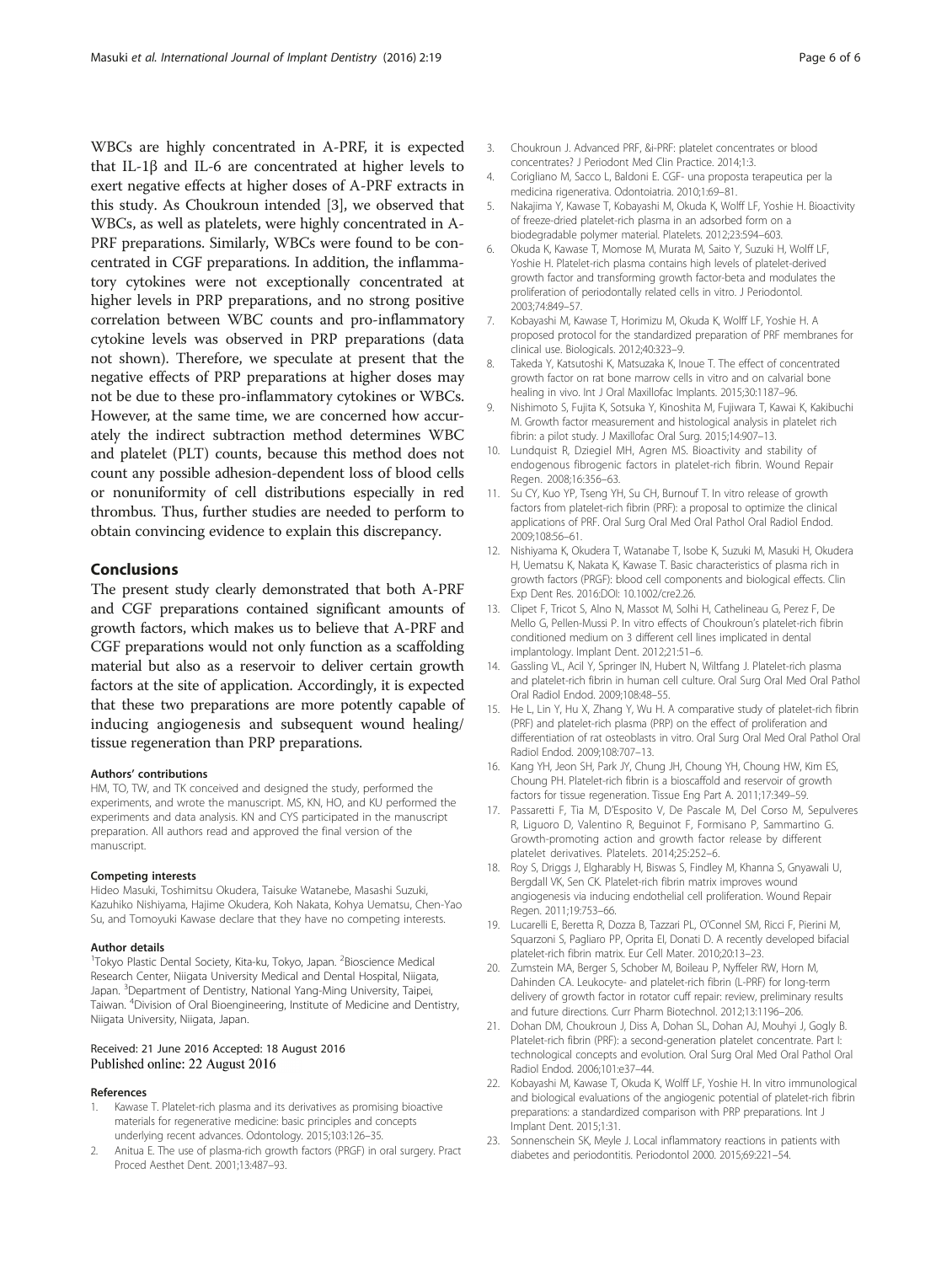WBCs are highly concentrated in A-PRF, it is expected that IL-1β and IL-6 are concentrated at higher levels to exert negative effects at higher doses of A-PRF extracts in this study. As Choukroun intended [3], we observed that WBCs, as well as platelets, were highly concentrated in A-PRF preparations. Similarly, WBCs were found to be concentrated in CGF preparations. In addition, the inflammatory cytokines were not exceptionally concentrated at higher levels in PRP preparations, and no strong positive correlation between WBC counts and pro-inflammatory cytokine levels was observed in PRP preparations (data not shown). Therefore, we speculate at present that the negative effects of PRP preparations at higher doses may not be due to these pro-inflammatory cytokines or WBCs. However, at the same time, we are concerned how accurately the indirect subtraction method determines WBC and platelet (PLT) counts, because this method does not count any possible adhesion-dependent loss of blood cells or nonuniformity of cell distributions especially in red thrombus. Thus, further studies are needed to perform to obtain convincing evidence to explain this discrepancy.

## Conclusions

The present study clearly demonstrated that both A-PRF and CGF preparations contained significant amounts of growth factors, which makes us to believe that A-PRF and CGF preparations would not only function as a scaffolding material but also as a reservoir to deliver certain growth factors at the site of application. Accordingly, it is expected that these two preparations are more potently capable of inducing angiogenesis and subsequent wound healing/tissue regeneration than PRP preparations.

#### Authors' contributions

HM, TO, TW, and TK conceived and designed the study, performed the experiments, and wrote the manuscript. MS, KN, HO, and KU performed the experiments and data analysis. KN and CYS participated in the manuscript preparation. All authors read and approved the final version of the manuscript.

#### Competing interests

Hideo Masuki, Toshimitsu Okudera, Taisuke Watanebe, Masashi Suzuki, Kazuhiko Nishiyama, Hajime Okudera, Koh Nakata, Kohya Uematsu, Chen-Yao Su, and Tomoyuki Kawase declare that they have no competing interests.

#### Author details

[1]Tokyo Plastic Dental Society, Kita-ku, Tokyo, Japan. [2]Bioscience Medical Research Center, Niigata University Medical and Dental Hospital, Niigata, Japan. [3]Department of Dentistry, National Yang-Ming University, Taipei, Taiwan. [4]Division of Oral Bioengineering, Institute of Medicine and Dentistry, Niigata University, Niigata, Japan.

Received: 21 June 2016 Accepted: 18 August 2016
Published online: 22 August 2016

#### References

1. Kawase T. Platelet-rich plasma and its derivatives as promising bioactive materials for regenerative medicine: basic principles and concepts underlying recent advances. Odontology. 2015;103:126–35.
2. Anitua E. The use of plasma-rich growth factors (PRGF) in oral surgery. Pract Proced Aesthet Dent. 2001;13:487–93.
3. Choukroun J. Advanced PRF, &i-PRF: platelet concentrates or blood concentrates? J Periodont Med Clin Practice. 2014;1:3.
4. Corigliano M, Sacco L, Baldoni E. CGF- una proposta terapeutica per la medicina rigenerativa. Odontoiatria. 2010;1:69–81.
5. Nakajima Y, Kawase T, Kobayashi M, Okuda K, Wolff LF, Yoshie H. Bioactivity of freeze-dried platelet-rich plasma in an adsorbed form on a biodegradable polymer material. Platelets. 2012;23:594–603.
6. Okuda K, Kawase T, Momose M, Murata M, Saito Y, Suzuki H, Wolff LF, Yoshie H. Platelet-rich plasma contains high levels of platelet-derived growth factor and transforming growth factor-beta and modulates the proliferation of periodontally related cells in vitro. J Periodontol. 2003;74:849–57.
7. Kobayashi M, Kawase T, Horimizu M, Okuda K, Wolff LF, Yoshie H. A proposed protocol for the standardized preparation of PRF membranes for clinical use. Biologicals. 2012;40:323–9.
8. Takeda Y, Katsutoshi K, Matsuzaka K, Inoue T. The effect of concentrated growth factor on rat bone marrow cells in vitro and on calvarial bone healing in vivo. Int J Oral Maxillofac Implants. 2015;30:1187–96.
9. Nishimoto S, Fujita K, Sotsuka Y, Kinoshita M, Fujiwara T, Kawai K, Kakibuchi M. Growth factor measurement and histological analysis in platelet rich fibrin: a pilot study. J Maxillofac Oral Surg. 2015;14:907–13.
10. Lundquist R, Dziegiel MH, Agren MS. Bioactivity and stability of endogenous fibrogenic factors in platelet-rich fibrin. Wound Repair Regen. 2008;16:356–63.
11. Su CY, Kuo YP, Tseng YH, Su CH, Burnouf T. In vitro release of growth factors from platelet-rich fibrin (PRF): a proposal to optimize the clinical applications of PRF. Oral Surg Oral Med Oral Pathol Oral Radiol Endod. 2009;108:56–61.
12. Nishiyama K, Okudera T, Watanabe T, Isobe K, Suzuki M, Masuki H, Okudera H, Uematsu K, Nakata K, Kawase T. Basic characteristics of plasma rich in growth factors (PRGF): blood cell components and biological effects. Clin Exp Dent Res. 2016:DOI: 10.1002/cre2.26.
13. Clipet F, Tricot S, Alno N, Massot M, Solhi H, Cathelineau G, Perez F, De Mello G, Pellen-Mussi P. In vitro effects of Choukroun's platelet-rich fibrin conditioned medium on 3 different cell lines implicated in dental implantology. Implant Dent. 2012;21:51–6.
14. Gassling VL, Acil Y, Springer IN, Hubert N, Wiltfang J. Platelet-rich plasma and platelet-rich fibrin in human cell culture. Oral Surg Oral Med Oral Pathol Oral Radiol Endod. 2009;108:48–55.
15. He L, Lin Y, Hu X, Zhang Y, Wu H. A comparative study of platelet-rich fibrin (PRF) and platelet-rich plasma (PRP) on the effect of proliferation and differentiation of rat osteoblasts in vitro. Oral Surg Oral Med Oral Pathol Oral Radiol Endod. 2009;108:707–13.
16. Kang YH, Jeon SH, Park JY, Chung JH, Choung YH, Choung HW, Kim ES, Choung PH. Platelet-rich fibrin is a bioscaffold and reservoir of growth factors for tissue regeneration. Tissue Eng Part A. 2011;17:349–59.
17. Passaretti F, Tia M, D'Esposito V, De Pascale M, Del Corso M, Sepulveres R, Liguoro D, Valentino R, Beguinot F, Formisano P, Sammartino G. Growth-promoting action and growth factor release by different platelet derivatives. Platelets. 2014;25:252–6.
18. Roy S, Driggs J, Elgharably H, Biswas S, Findley M, Khanna S, Gnyawali U, Bergdall VK, Sen CK. Platelet-rich fibrin matrix improves wound angiogenesis via inducing endothelial cell proliferation. Wound Repair Regen. 2011;19:753–66.
19. Lucarelli E, Beretta R, Dozza B, Tazzari PL, O'Connel SM, Ricci F, Pierini M, Squarzoni S, Pagliaro PP, Oprita EI, Donati D. A recently developed bifacial platelet-rich fibrin matrix. Eur Cell Mater. 2010;20:13–23.
20. Zumstein MA, Berger S, Schober M, Boileau P, Nyffeler RW, Horn M, Dahinden CA. Leukocyte- and platelet-rich fibrin (L-PRF) for long-term delivery of growth factor in rotator cuff repair: review, preliminary results and future directions. Curr Pharm Biotechnol. 2012;13:1196–206.
21. Dohan DM, Choukroun J, Diss A, Dohan SL, Dohan AJ, Mouhyi J, Gogly B. Platelet-rich fibrin (PRF): a second-generation platelet concentrate. Part I: technological concepts and evolution. Oral Surg Oral Med Oral Pathol Oral Radiol Endod. 2006;101:e37–44.
22. Kobayashi M, Kawase T, Okuda K, Wolff LF, Yoshie H. In vitro immunological and biological evaluations of the angiogenic potential of platelet-rich fibrin preparations: a standardized comparison with PRP preparations. Int J Implant Dent. 2015;1:31.
23. Sonnenschein SK, Meyle J. Local inflammatory reactions in patients with diabetes and periodontitis. Periodontol 2000. 2015;69:221–54.